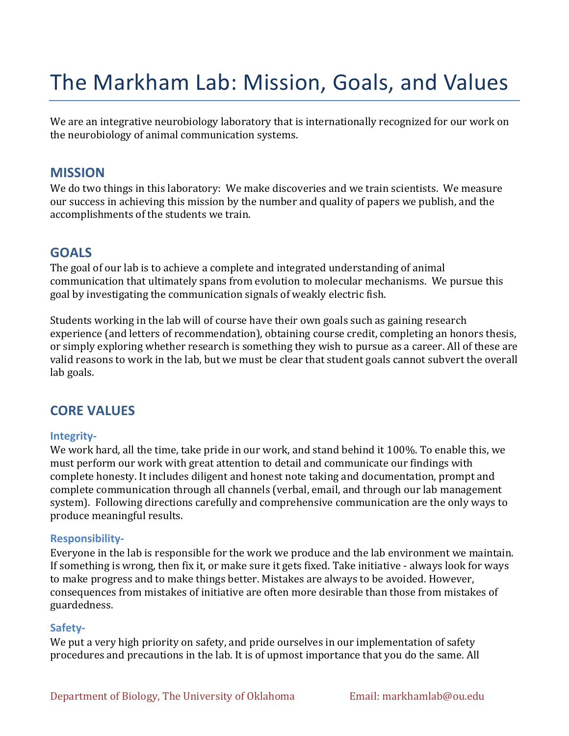# The Markham Lab: Mission, Goals, and Values

We are an integrative neurobiology laboratory that is internationally recognized for our work on the neurobiology of animal communication systems.

## MISSION

We do two things in this laboratory: We make discoveries and we train scientists. We measure our success in achieving this mission by the number and quality of papers we publish, and the accomplishments of the students we train.

## GOALS

The goal of our lab is to achieve a complete and integrated understanding of animal communication that ultimately spans from evolution to molecular mechanisms. We pursue this goal by investigating the communication signals of weakly electric fish.

Students working in the lab will of course have their own goals such as gaining research experience (and letters of recommendation), obtaining course credit, completing an honors thesis, or simply exploring whether research is something they wish to pursue as a career. All of these are valid reasons to work in the lab, but we must be clear that student goals cannot subvert the overall lab goals.

## CORE VALUES

### Integrity-

We work hard, all the time, take pride in our work, and stand behind it 100%. To enable this, we must perform our work with great attention to detail and communicate our findings with complete honesty. It includes diligent and honest note taking and documentation, prompt and complete communication through all channels (verbal, email, and through our lab management system). Following directions carefully and comprehensive communication are the only ways to produce meaningful results.

### Responsibility-

Everyone in the lab is responsible for the work we produce and the lab environment we maintain. If something is wrong, then fix it, or make sure it gets fixed. Take initiative - always look for ways to make progress and to make things better. Mistakes are always to be avoided. However, consequences from mistakes of initiative are often more desirable than those from mistakes of guardedness.

### Safety-

We put a very high priority on safety, and pride ourselves in our implementation of safety procedures and precautions in the lab. It is of upmost importance that you do the same. All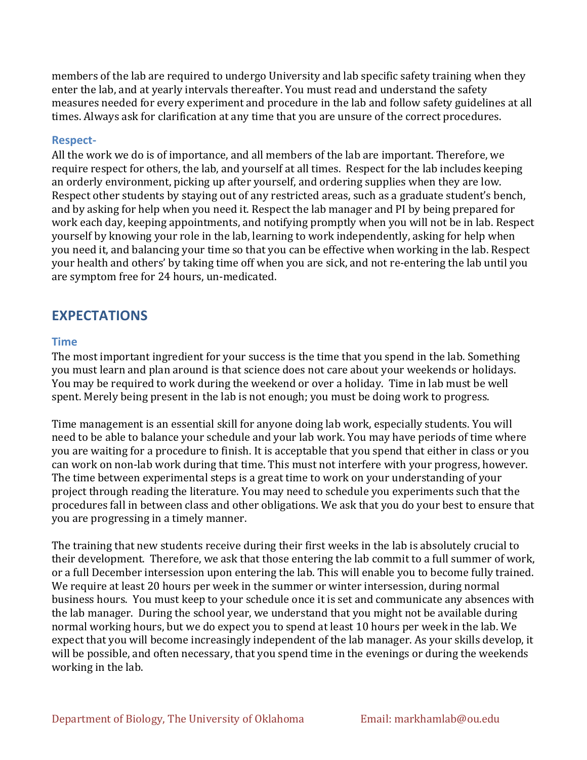members of the lab are required to undergo University and lab specific safety training when they enter the lab, and at yearly intervals thereafter. You must read and understand the safety measures needed for every experiment and procedure in the lab and follow safety guidelines at all times. Always ask for clarification at any time that you are unsure of the correct procedures.

### Respect-

All the work we do is of importance, and all members of the lab are important. Therefore, we require respect for others, the lab, and yourself at all times. Respect for the lab includes keeping an orderly environment, picking up after yourself, and ordering supplies when they are low. Respect other students by staying out of any restricted areas, such as a graduate student's bench, and by asking for help when you need it. Respect the lab manager and PI by being prepared for work each day, keeping appointments, and notifying promptly when you will not be in lab. Respect yourself by knowing your role in the lab, learning to work independently, asking for help when you need it, and balancing your time so that you can be effective when working in the lab. Respect your health and others' by taking time off when you are sick, and not re-entering the lab until you are symptom free for 24 hours, un-medicated.

## EXPECTATIONS

### Time

The most important ingredient for your success is the time that you spend in the lab. Something you must learn and plan around is that science does not care about your weekends or holidays. You may be required to work during the weekend or over a holiday. Time in lab must be well spent. Merely being present in the lab is not enough; you must be doing work to progress.

Time management is an essential skill for anyone doing lab work, especially students. You will need to be able to balance your schedule and your lab work. You may have periods of time where you are waiting for a procedure to finish. It is acceptable that you spend that either in class or you can work on non-lab work during that time. This must not interfere with your progress, however. The time between experimental steps is a great time to work on your understanding of your project through reading the literature. You may need to schedule you experiments such that the procedures fall in between class and other obligations. We ask that you do your best to ensure that you are progressing in a timely manner.

The training that new students receive during their first weeks in the lab is absolutely crucial to their development. Therefore, we ask that those entering the lab commit to a full summer of work, or a full December intersession upon entering the lab. This will enable you to become fully trained. We require at least 20 hours per week in the summer or winter intersession, during normal business hours. You must keep to your schedule once it is set and communicate any absences with the lab manager. During the school year, we understand that you might not be available during normal working hours, but we do expect you to spend at least 10 hours per week in the lab. We expect that you will become increasingly independent of the lab manager. As your skills develop, it will be possible, and often necessary, that you spend time in the evenings or during the weekends working in the lab.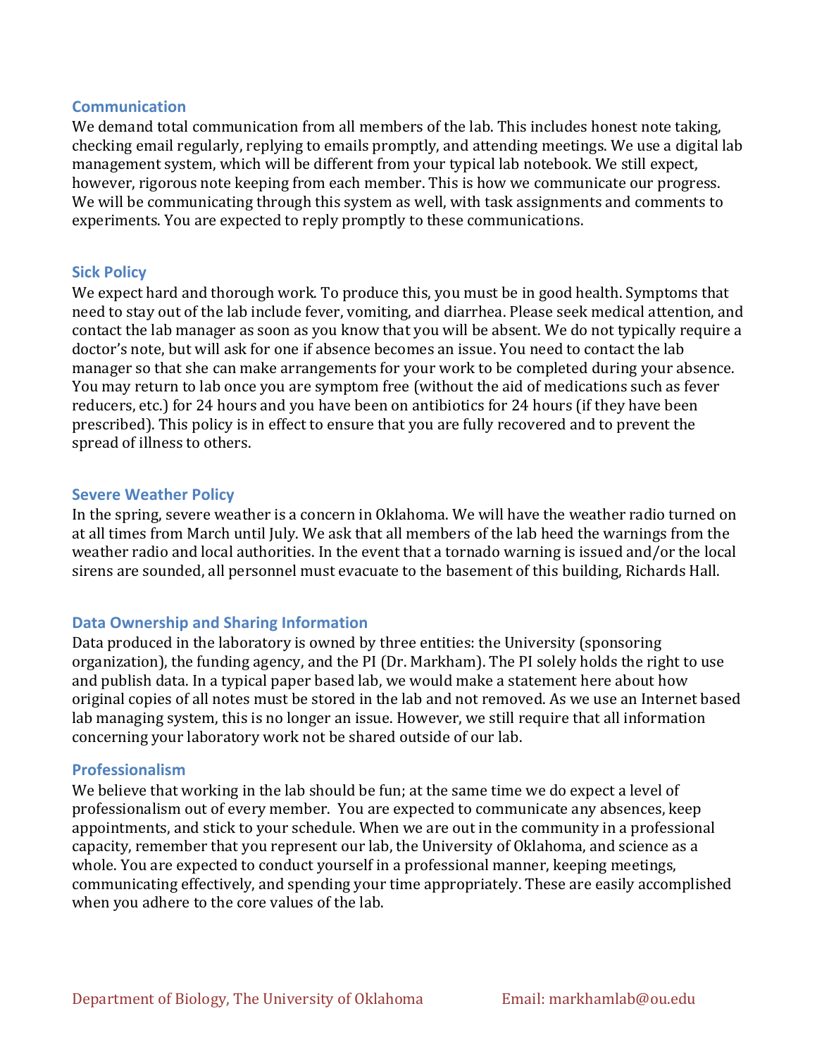## Communication

We demand total communication from all members of the lab. This includes honest note taking, checking email regularly, replying to emails promptly, and attending meetings. We use a digital lab management system, which will be different from your typical lab notebook. We still expect, however, rigorous note keeping from each member. This is how we communicate our progress. We will be communicating through this system as well, with task assignments and comments to experiments. You are expected to reply promptly to these communications.

## Sick Policy

We expect hard and thorough work. To produce this, you must be in good health. Symptoms that need to stay out of the lab include fever, vomiting, and diarrhea. Please seek medical attention, and contact the lab manager as soon as you know that you will be absent. We do not typically require a doctor's note, but will ask for one if absence becomes an issue. You need to contact the lab manager so that she can make arrangements for your work to be completed during your absence. You may return to lab once you are symptom free (without the aid of medications such as fever reducers, etc.) for 24 hours and you have been on antibiotics for 24 hours (if they have been prescribed). This policy is in effect to ensure that you are fully recovered and to prevent the spread of illness to others.

## Severe Weather Policy

In the spring, severe weather is a concern in Oklahoma. We will have the weather radio turned on at all times from March until July. We ask that all members of the lab heed the warnings from the weather radio and local authorities. In the event that a tornado warning is issued and/or the local sirens are sounded, all personnel must evacuate to the basement of this building, Richards Hall.

## Data Ownership and Sharing Information

Data produced in the laboratory is owned by three entities: the University (sponsoring organization), the funding agency, and the PI (Dr. Markham). The PI solely holds the right to use and publish data. In a typical paper based lab, we would make a statement here about how original copies of all notes must be stored in the lab and not removed. As we use an Internet based lab managing system, this is no longer an issue. However, we still require that all information concerning your laboratory work not be shared outside of our lab.

## Professionalism

We believe that working in the lab should be fun; at the same time we do expect a level of professionalism out of every member. You are expected to communicate any absences, keep appointments, and stick to your schedule. When we are out in the community in a professional capacity, remember that you represent our lab, the University of Oklahoma, and science as a whole. You are expected to conduct yourself in a professional manner, keeping meetings, communicating effectively, and spending your time appropriately. These are easily accomplished when you adhere to the core values of the lab.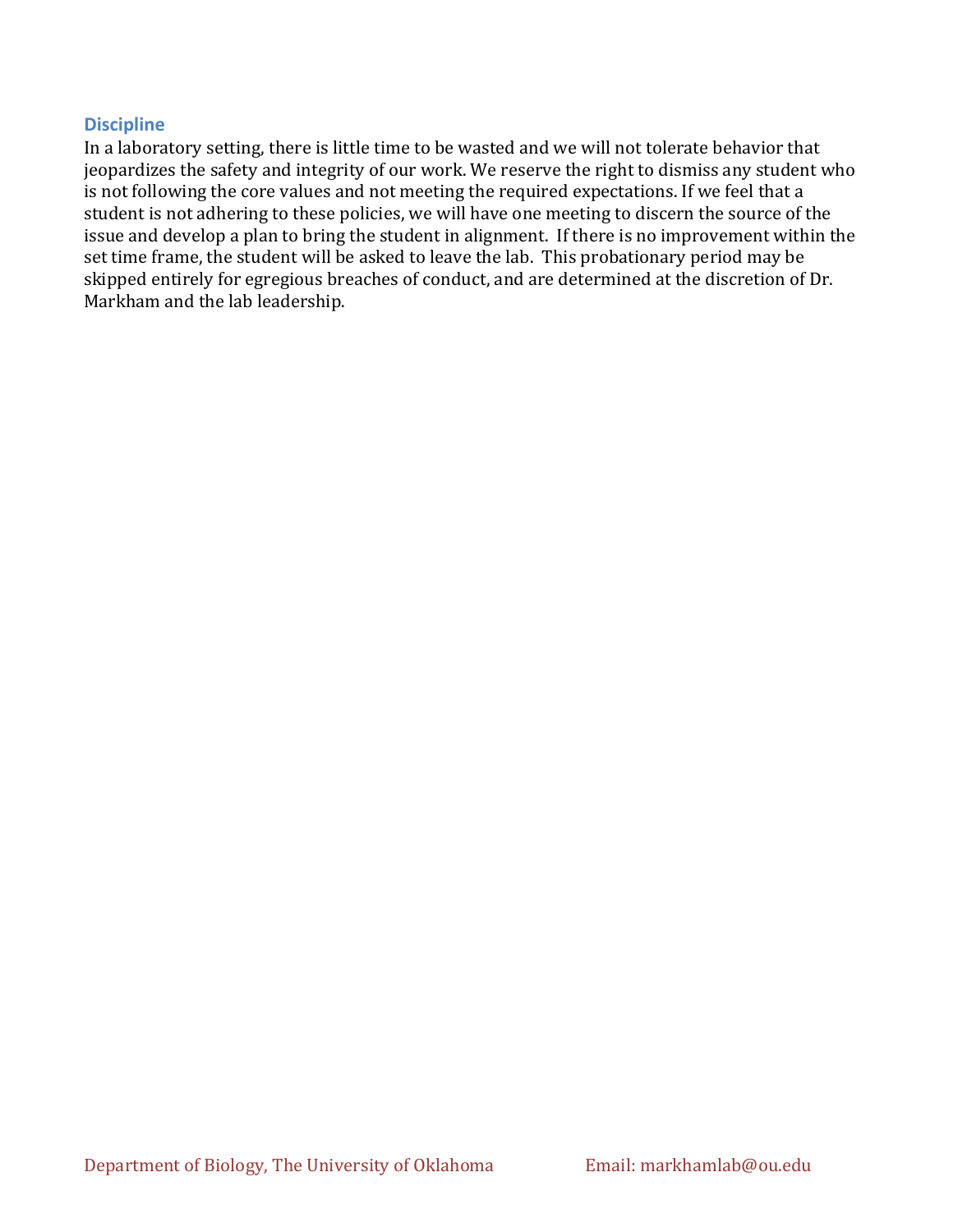## Discipline

In a laboratory setting, there is little time to be wasted and we will not tolerate behavior that jeopardizes the safety and integrity of our work. We reserve the right to dismiss any student who is not following the core values and not meeting the required expectations. If we feel that a student is not adhering to these policies, we will have one meeting to discern the source of the issue and develop a plan to bring the student in alignment. If there is no improvement within the set time frame, the student will be asked to leave the lab. This probationary period may be skipped entirely for egregious breaches of conduct, and are determined at the discretion of Dr. Markham and the lab leadership.